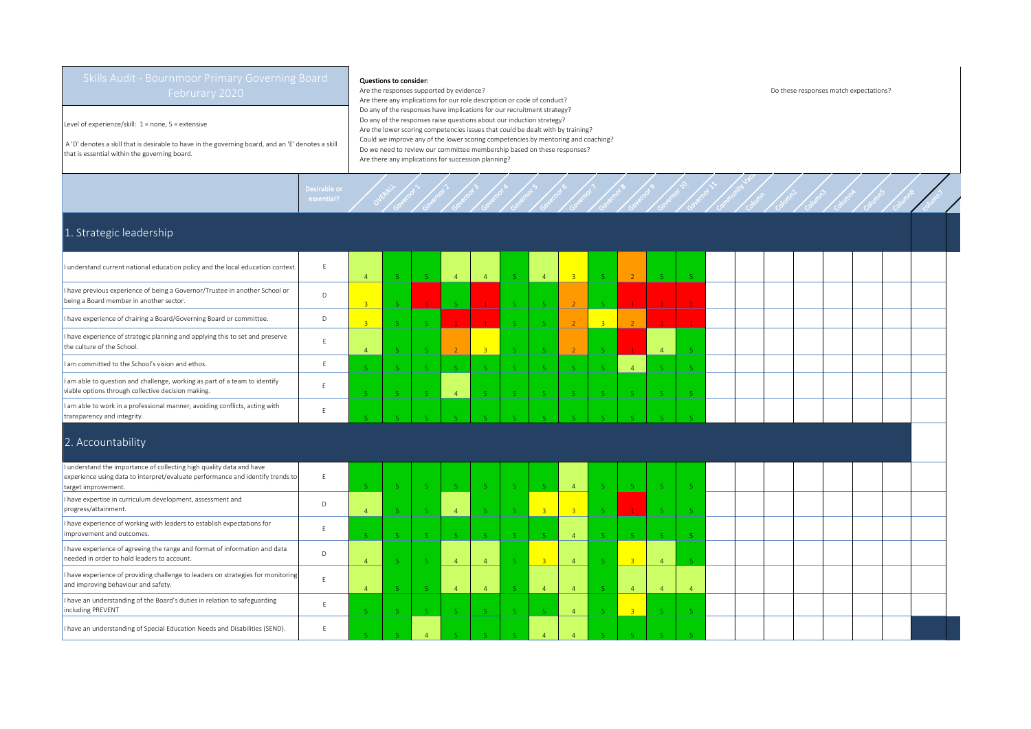# Skills Audit - Bournmoor Primary Governing Board Februrary 2020

Level of experience/skill: 1 = none, 5 = extensive

A 'D' denotes a skill that is desirable to have in the governing board, and an 'E' denotes a skill that is essential within the governing board.

**Questions to consider:**

Are the responses supported by evidence?
Are there any implications for our role description or code of conduct?
Do any of the responses have implications for our recruitment strategy?
Do any of the responses raise questions about our induction strategy?
Are the lower scoring competencies issues that could be dealt with by training?
Could we improve any of the lower scoring competencies by mentoring and coaching?
Do we need to review our committee membership based on these responses?
Are there any implications for succession planning?

Do these responses match expectations?

| | Desirable or essential? | OVERALL | Governor 1 | Governor 2 | Governor 3 | Governor 4 | Governor 5 | Governor 6 | Governor 7 | Governor 8 | Governor 9 | Governor 10 | Governor 11 | Community Vaca | Column | Column2 | Column3 | Column4 | Column5 | Column6 | Column7 |
|---|---|---|---|---|---|---|---|---|---|---|---|---|---|---|---|---|---|---|---|---|---|
| **1. Strategic leadership** | | | | | | | | | | | | | | | | | | | | | |
| I understand current national education policy and the local education context. | E | 4 | 5 | 5 | 4 | 4 | 5 | 4 | 3 | 5 | 2 | 5 | 5 | | | | | | | | |
| I have previous experience of being a Governor/Trustee in another School or being a Board member in another sector. | D | 3 | 5 | 1 | 5 | 1 | 5 | 5 | 2 | 5 | 1 | 1 | 1 | | | | | | | | |
| I have experience of chairing a Board/Governing Board or committee. | D | 3 | 5 | 5 | 1 | 1 | 5 | 5 | 2 | 3 | 2 | 1 | 1 | | | | | | | | |
| I have experience of strategic planning and applying this to set and preserve the culture of the School. | E | 4 | 5 | 5 | 2 | 3 | 5 | 5 | 2 | 5 | 1 | 4 | 5 | | | | | | | | |
| I am committed to the School's vision and ethos. | E | 5 | 5 | 5 | 5 | 5 | 5 | 5 | 5 | 5 | 4 | 5 | 5 | | | | | | | | |
| I am able to question and challenge, working as part of a team to identify viable options through collective decision making. | E | 5 | 5 | 5 | 4 | 5 | 5 | 5 | 5 | 5 | 5 | 5 | 5 | | | | | | | | |
| I am able to work in a professional manner, avoiding conflicts, acting with transparency and integrity. | E | 5 | 5 | 5 | 5 | 5 | 5 | 5 | 5 | 5 | 5 | 5 | 5 | | | | | | | | |
| **2. Accountability** | | | | | | | | | | | | | | | | | | | | | |
| I understand the importance of collecting high quality data and have experience using data to interpret/evaluate performance and identify trends to target improvement. | E | 5 | 5 | 5 | 5 | 5 | 5 | 5 | 4 | 5 | 5 | 5 | 5 | | | | | | | | |
| I have expertise in curriculum development, assessment and progress/attainment. | D | 4 | 5 | 5 | 4 | 5 | 5 | 3 | 3 | 5 | 1 | 5 | 5 | | | | | | | | |
| I have experience of working with leaders to establish expectations for improvement and outcomes. | E | 5 | 5 | 5 | 5 | 5 | 5 | 5 | 4 | 5 | 5 | 5 | 5 | | | | | | | | |
| I have experience of agreeing the range and format of information and data needed in order to hold leaders to account. | D | 4 | 5 | 5 | 4 | 4 | 5 | 3 | 4 | 5 | 3 | 4 | 5 | | | | | | | | |
| I have experience of providing challenge to leaders on strategies for monitoring and improving behaviour and safety. | E | 4 | 5 | 5 | 4 | 4 | 5 | 4 | 4 | 5 | 4 | 4 | 4 | | | | | | | | |
| I have an understanding of the Board's duties in relation to safeguarding including PREVENT | E | 5 | 5 | 5 | 5 | 5 | 5 | 5 | 4 | 5 | 3 | 5 | 5 | | | | | | | | |
| I have an understanding of Special Education Needs and Disabilities (SEND). | E | 5 | 5 | 4 | 5 | 5 | 5 | 4 | 4 | 5 | 5 | 5 | 5 | | | | | | | | |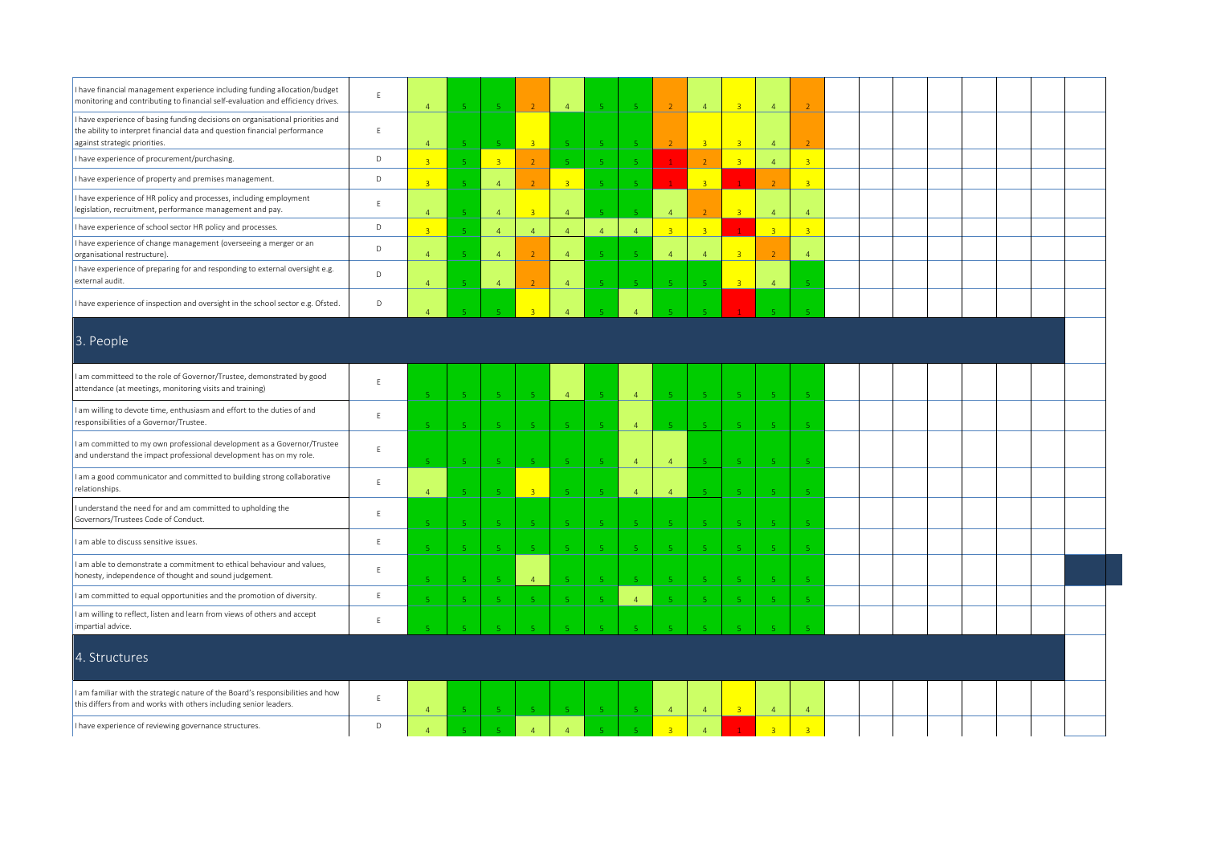| | | | | | | | | | | | | | | | | | | | | | |
|---|---|---|---|---|---|---|---|---|---|---|---|---|---|---|---|---|---|---|---|---|---|
| I have financial management experience including funding allocation/budget monitoring and contributing to financial self-evaluation and efficiency drives. | E | 4 | 5 | 5 | 2 | 4 | 5 | 5 | 2 | 4 | 3 | 4 | 2 | | | | | | | | |
| I have experience of basing funding decisions on organisational priorities and the ability to interpret financial data and question financial performance against strategic priorities. | E | 4 | 5 | 5 | 3 | 5 | 5 | 5 | 2 | 3 | 3 | 4 | 2 | | | | | | | | |
| I have experience of procurement/purchasing. | D | 3 | 5 | 3 | 2 | 5 | 5 | 5 | 1 | 2 | 3 | 4 | 3 | | | | | | | | |
| I have experience of property and premises management. | D | 3 | 5 | 4 | 2 | 3 | 5 | 5 | 1 | 3 | 1 | 2 | 3 | | | | | | | | |
| I have experience of HR policy and processes, including employment legislation, recruitment, performance management and pay. | E | 4 | 5 | 4 | 3 | 4 | 5 | 5 | 4 | 2 | 3 | 4 | 4 | | | | | | | | |
| I have experience of school sector HR policy and processes. | D | 3 | 5 | 4 | 4 | 4 | 4 | 4 | 3 | 3 | 1 | 3 | 3 | | | | | | | | |
| I have experience of change management (overseeing a merger or an organisational restructure). | D | 4 | 5 | 4 | 2 | 4 | 5 | 5 | 4 | 4 | 3 | 2 | 4 | | | | | | | | |
| I have experience of preparing for and responding to external oversight e.g. external audit. | D | 4 | 5 | 4 | 2 | 4 | 5 | 5 | 5 | 5 | 3 | 4 | 5 | | | | | | | | |
| I have experience of inspection and oversight in the school sector e.g. Ofsted. | D | 4 | 5 | 5 | 3 | 4 | 5 | 4 | 5 | 5 | 1 | 5 | 5 | | | | | | | | |
| **3. People** | | | | | | | | | | | | | | | | | | | | | |
| I am committeed to the role of Governor/Trustee, demonstrated by good attendance (at meetings, monitoring visits and training) | E | 5 | 5 | 5 | 5 | 4 | 5 | 4 | 5 | 5 | 5 | 5 | 5 | | | | | | | | |
| I am willing to devote time, enthusiasm and effort to the duties of and responsibilities of a Governor/Trustee. | E | 5 | 5 | 5 | 5 | 5 | 5 | 4 | 5 | 5 | 5 | 5 | 5 | | | | | | | | |
| I am committed to my own professional development as a Governor/Trustee and understand the impact professional development has on my role. | E | 5 | 5 | 5 | 5 | 5 | 5 | 4 | 4 | 5 | 5 | 5 | 5 | | | | | | | | |
| I am a good communicator and committed to building strong collaborative relationships. | E | 4 | 5 | 5 | 3 | 5 | 5 | 4 | 4 | 5 | 5 | 5 | 5 | | | | | | | | |
| I understand the need for and am committed to upholding the Governors/Trustees Code of Conduct. | E | 5 | 5 | 5 | 5 | 5 | 5 | 5 | 5 | 5 | 5 | 5 | 5 | | | | | | | | |
| I am able to discuss sensitive issues. | E | 5 | 5 | 5 | 5 | 5 | 5 | 5 | 5 | 5 | 5 | 5 | 5 | | | | | | | | |
| I am able to demonstrate a commitment to ethical behaviour and values, honesty, independence of thought and sound judgement. | E | 5 | 5 | 5 | 4 | 5 | 5 | 5 | 5 | 5 | 5 | 5 | 5 | | | | | | | | |
| I am committed to equal opportunities and the promotion of diversity. | E | 5 | 5 | 5 | 5 | 5 | 5 | 4 | 5 | 5 | 5 | 5 | 5 | | | | | | | | |
| I am willing to reflect, listen and learn from views of others and accept impartial advice. | E | 5 | 5 | 5 | 5 | 5 | 5 | 5 | 5 | 5 | 5 | 5 | 5 | | | | | | | | |
| **4. Structures** | | | | | | | | | | | | | | | | | | | | | |
| I am familiar with the strategic nature of the Board's responsibilities and how this differs from and works with others including senior leaders. | E | 4 | 5 | 5 | 5 | 5 | 5 | 5 | 4 | 4 | 3 | 4 | 4 | | | | | | | | |
| I have experience of reviewing governance structures. | D | 4 | 5 | 5 | 4 | 4 | 5 | 5 | 3 | 4 | 1 | 3 | 3 | | | | | | | | |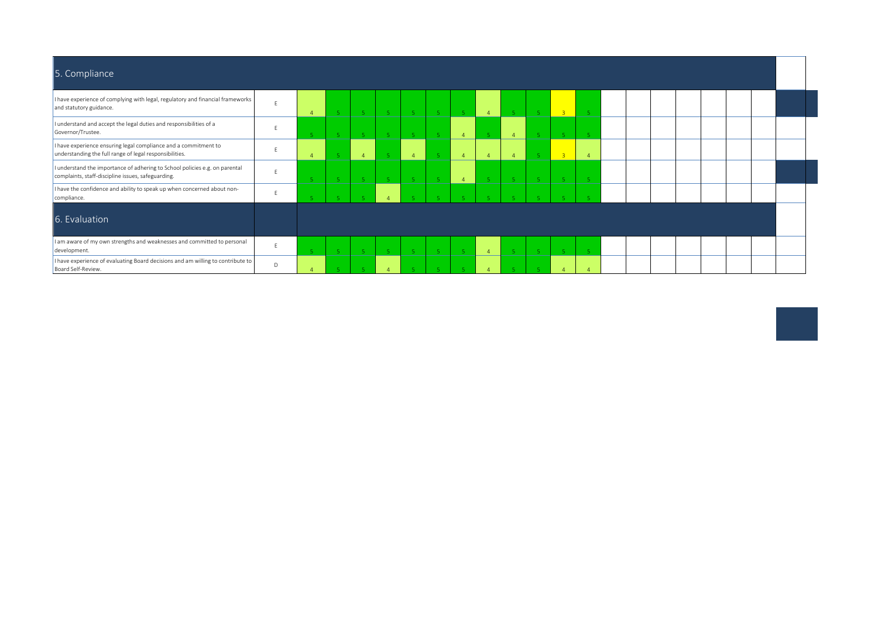## 5. Compliance

| | | | | | | | | | | | | | | | | | | | |
|---|---|---|---|---|---|---|---|---|---|---|---|---|---|---|---|---|---|---|---|
| I have experience of complying with legal, regulatory and financial frameworks and statutory guidance. | E | 4 | 5 | 5 | 5 | 5 | 5 | 5 | 4 | 5 | 5 | 3 | 5 | | | | | | |
| I understand and accept the legal duties and responsibilities of a Governor/Trustee. | E | 5 | 5 | 5 | 5 | 5 | 5 | 4 | 5 | 4 | 5 | 5 | 5 | | | | | | |
| I have experience ensuring legal compliance and a commitment to understanding the full range of legal responsibilities. | E | 4 | 5 | 4 | 5 | 4 | 5 | 4 | 4 | 4 | 5 | 3 | 4 | | | | | | |
| I understand the importance of adhering to School policies e.g. on parental complaints, staff-discipline issues, safeguarding. | E | 5 | 5 | 5 | 5 | 5 | 5 | 4 | 5 | 5 | 5 | 5 | 5 | | | | | | |
| I have the confidence and ability to speak up when concerned about non-compliance. | E | 5 | 5 | 5 | 4 | 5 | 5 | 5 | 5 | 5 | 5 | 5 | 5 | | | | | | |

## 6. Evaluation

| | | | | | | | | | | | | | | | | | | | |
|---|---|---|---|---|---|---|---|---|---|---|---|---|---|---|---|---|---|---|---|
| I am aware of my own strengths and weaknesses and committed to personal development. | E | 5 | 5 | 5 | 5 | 5 | 5 | 5 | 4 | 5 | 5 | 5 | 5 | | | | | | |
| I have experience of evaluating Board decisions and am willing to contribute to Board Self-Review. | D | 4 | 5 | 5 | 4 | 5 | 5 | 5 | 4 | 5 | 5 | 4 | 4 | | | | | | |